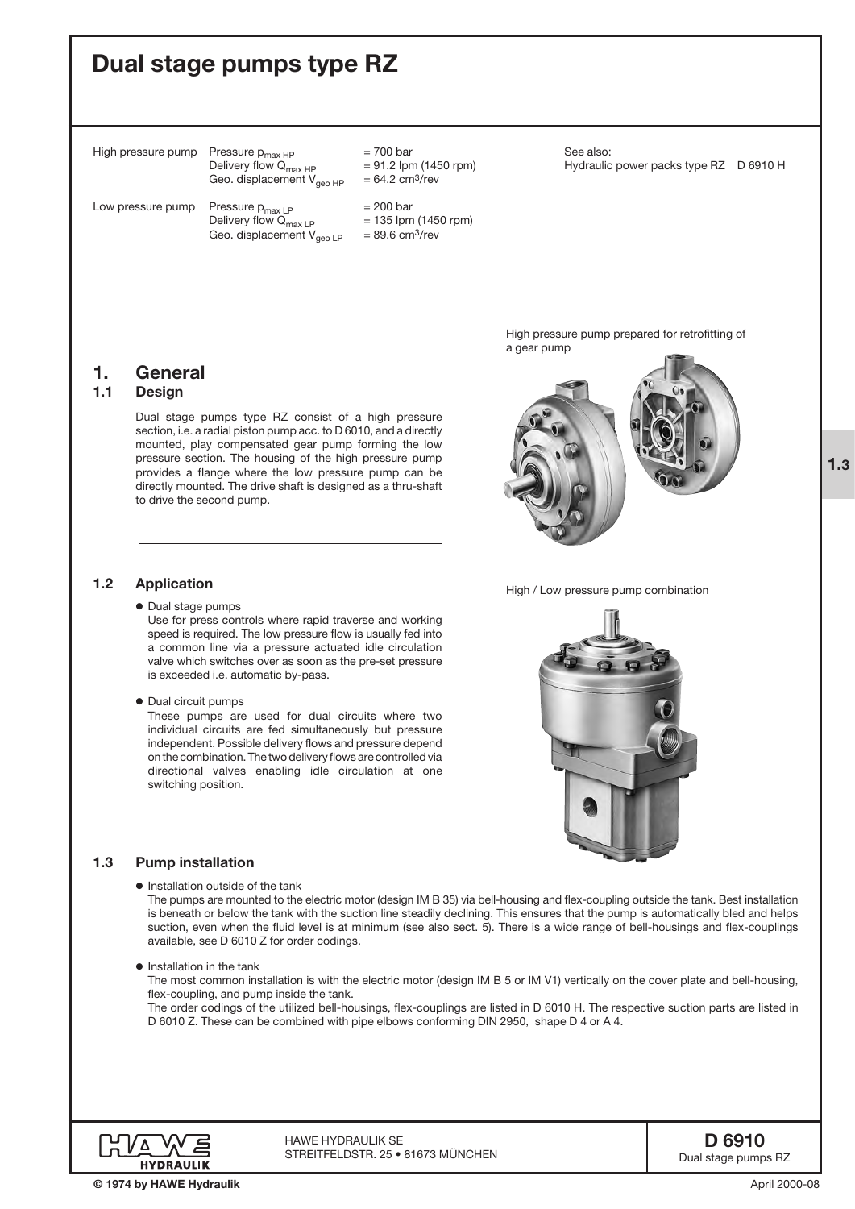# Dual stage pumps type RZ

| | | | |
|---|---|---|---|
| High pressure pump | Pressure $p_{max\ HP}$ | = 700 bar | |
| | Delivery flow $Q_{max\ HP}$ | = 91.2 lpm (1450 rpm) | |
| | Geo. displacement $V_{geo\ HP}$ | = 64.2 $cm^3$/rev | |
| Low pressure pump | Pressure $p_{max\ LP}$ | = 200 bar | |
| | Delivery flow $Q_{max\ LP}$ | = 135 lpm (1450 rpm) | |
| | Geo. displacement $V_{geo\ LP}$ | = 89.6 $cm^3$/rev | |

See also:
Hydraulic power packs type RZ D 6910 H

High pressure pump prepared for retrofitting of a gear pump

High / Low pressure pump combination

## 1. General

### 1.1 Design

Dual stage pumps type RZ consist of a high pressure section, i.e. a radial piston pump acc. to D 6010, and a directly mounted, play compensated gear pump forming the low pressure section. The housing of the high pressure pump provides a flange where the low pressure pump can be directly mounted. The drive shaft is designed as a thru-shaft to drive the second pump.

### 1.2 Application

- Dual stage pumps
  Use for press controls where rapid traverse and working speed is required. The low pressure flow is usually fed into a common line via a pressure actuated idle circulation valve which switches over as soon as the pre-set pressure is exceeded i.e. automatic by-pass.

- Dual circuit pumps
  These pumps are used for dual circuits where two individual circuits are fed simultaneously but pressure independent. Possible delivery flows and pressure depend on the combination. The two delivery flows are controlled via directional valves enabling idle circulation at one switching position.

### 1.3 Pump installation

- Installation outside of the tank
  The pumps are mounted to the electric motor (design IM B 35) via bell-housing and flex-coupling outside the tank. Best installation is beneath or below the tank with the suction line steadily declining. This ensures that the pump is automatically bled and helps suction, even when the fluid level is at minimum (see also sect. 5). There is a wide range of bell-housings and flex-couplings available, see D 6010 Z for order codings.

- Installation in the tank
  The most common installation is with the electric motor (design IM B 5 or IM V1) vertically on the cover plate and bell-housing, flex-coupling, and pump inside the tank.
  The order codings of the utilized bell-housings, flex-couplings are listed in D 6010 H. The respective suction parts are listed in D 6010 Z. These can be combined with pipe elbows conforming DIN 2950, shape D 4 or A 4.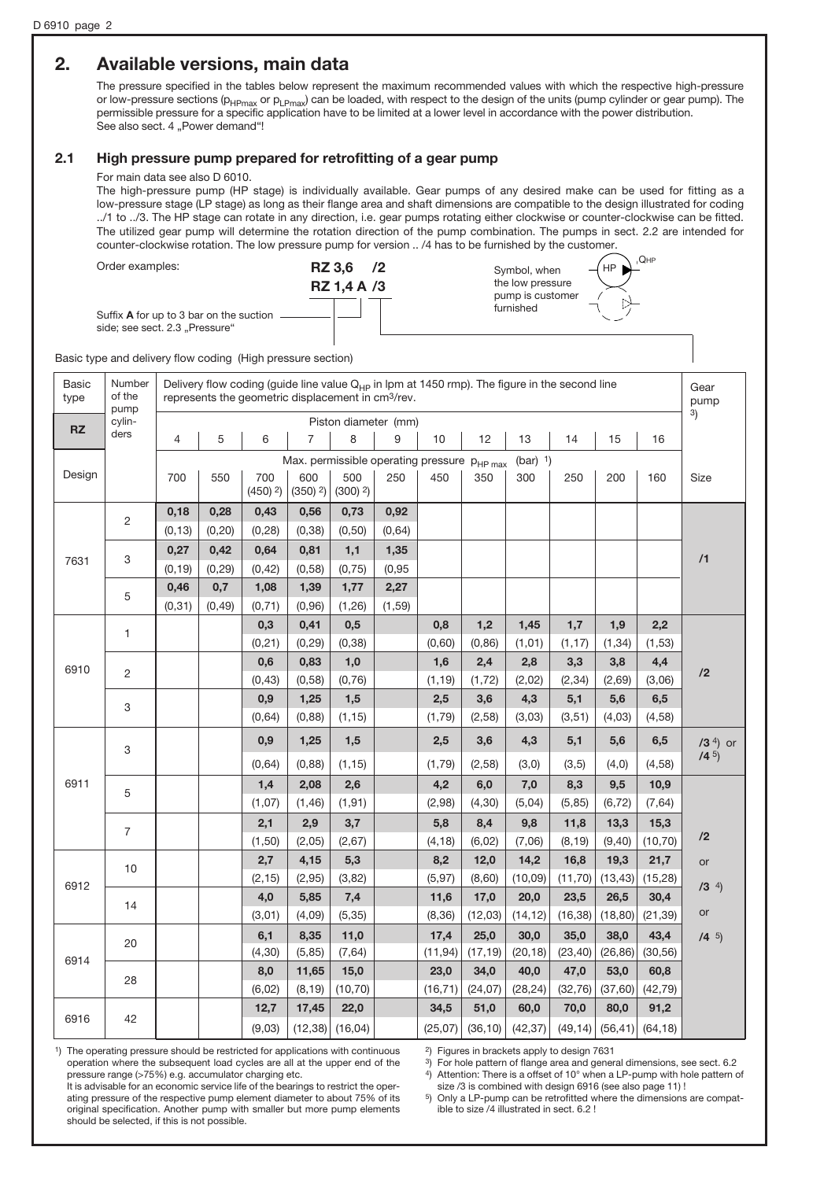## 2. Available versions, main data

The pressure specified in the tables below represent the maximum recommended values with which the respective high-pressure or low-pressure sections ($p_{HPmax}$ or $p_{LPmax}$) can be loaded, with respect to the design of the units (pump cylinder or gear pump). The permissible pressure for a specific application have to be limited at a lower level in accordance with the power distribution. See also sect. 4 „Power demand"!

### 2.1 High pressure pump prepared for retrofitting of a gear pump

For main data see also D 6010.

The high-pressure pump (HP stage) is individually available. Gear pumps of any desired make can be used for fitting as a low-pressure stage (LP stage) as long as their flange area and shaft dimensions are compatible to the design illustrated for coding ../1 to ../3. The HP stage can rotate in any direction, i.e. gear pumps rotating either clockwise or counter-clockwise can be fitted. The utilized gear pump will determine the rotation direction of the pump combination. The pumps in sect. 2.2 are intended for counter-clockwise rotation. The low pressure pump for version .. /4 has to be furnished by the customer.

Order examples: **RZ 3,6 /2**
**RZ 1,4 A /3**

Suffix **A** for up to 3 bar on the suction side; see sect. 2.3 „Pressure"

Symbol, when the low pressure pump is customer furnished

Basic type and delivery flow coding (High pressure section)

| Basic type | Number of the pump cylinders | Delivery flow coding (guide line value $Q_{HP}$ in lpm at 1450 rmp). The figure in the second line represents the geometric displacement in cm³/rev. | | | | | | | | | | | | Gear pump [3] |
|---|---|---|---|---|---|---|---|---|---|---|---|---|---|---|
| **RZ** | | Piston diameter (mm) | | | | | | | | | | | | |
| | | 4 | 5 | 6 | 7 | 8 | 9 | 10 | 12 | 13 | 14 | 15 | 16 | |
| Design | | Max. permissible operating pressure $p_{HP\,max}$ (bar) [1] | | | | | | | | | | | | Size |
| | | 700 | 550 | 700 (450) [2] | 600 (350) [2] | 500 (300) [2] | 250 | 450 | 350 | 300 | 250 | 200 | 160 | |
| 7631 | 2 | **0,18** (0,13) | **0,28** (0,20) | **0,43** (0,28) | **0,56** (0,38) | **0,73** (0,50) | **0,92** (0,64) | | | | | | | /1 |
| | 3 | **0,27** (0,19) | **0,42** (0,29) | **0,64** (0,42) | **0,81** (0,58) | **1,1** (0,75) | **1,35** (0,95 | | | | | | | |
| | 5 | **0,46** (0,31) | **0,7** (0,49) | **1,08** (0,71) | **1,39** (0,96) | **1,77** (1,26) | **2,27** (1,59) | | | | | | | |
| 6910 | 1 | | | **0,3** (0,21) | **0,41** (0,29) | **0,5** (0,38) | | **0,8** (0,60) | **1,2** (0,86) | **1,45** (1,01) | **1,7** (1,17) | **1,9** (1,34) | **2,2** (1,53) | /2 |
| | 2 | | | **0,6** (0,43) | **0,83** (0,58) | **1,0** (0,76) | | **1,6** (1,19) | **2,4** (1,72) | **2,8** (2,02) | **3,3** (2,34) | **3,8** (2,69) | **4,4** (3,06) | |
| | 3 | | | **0,9** (0,64) | **1,25** (0,88) | **1,5** (1,15) | | **2,5** (1,79) | **3,6** (2,58) | **4,3** (3,03) | **5,1** (3,51) | **5,6** (4,03) | **6,5** (4,58) | |
| 6911 | 3 | | | **0,9** (0,64) | **1,25** (0,88) | **1,5** (1,15) | | **2,5** (1,79) | **3,6** (2,58) | **4,3** (3,0) | **5,1** (3,5) | **5,6** (4,0) | **6,5** (4,58) | **/3** [4] or **/4** [5] |
| | 5 | | | **1,4** (1,07) | **2,08** (1,46) | **2,6** (1,91) | | **4,2** (2,98) | **6,0** (4,30) | **7,0** (5,04) | **8,3** (5,85) | **9,5** (6,72) | **10,9** (7,64) | **/2** or **/3** [4] or **/4** [5] |
| | 7 | | | **2,1** (1,50) | **2,9** (2,05) | **3,7** (2,67) | | **5,8** (4,18) | **8,4** (6,02) | **9,8** (7,06) | **11,8** (8,19) | **13,3** (9,40) | **15,3** (10,70) | |
| 6912 | 10 | | | **2,7** (2,15) | **4,15** (2,95) | **5,3** (3,82) | | **8,2** (5,97) | **12,0** (8,60) | **14,2** (10,09) | **16,8** (11,70) | **19,3** (13,43) | **21,7** (15,28) | |
| | 14 | | | **4,0** (3,01) | **5,85** (4,09) | **7,4** (5,35) | | **11,6** (8,36) | **17,0** (12,03) | **20,0** (14,12) | **23,5** (16,38) | **26,5** (18,80) | **30,4** (21,39) | |
| 6914 | 20 | | | **6,1** (4,30) | **8,35** (5,85) | **11,0** (7,64) | | **17,4** (11,94) | **25,0** (17,19) | **30,0** (20,18) | **35,0** (23,40) | **38,0** (26,86) | **43,4** (30,56) | |
| | 28 | | | **8,0** (6,02) | **11,65** (8,19) | **15,0** (10,70) | | **23,0** (16,71) | **34,0** (24,07) | **40,0** (28,24) | **47,0** (32,76) | **53,0** (37,60) | **60,8** (42,79) | |
| 6916 | 42 | | | **12,7** (9,03) | **17,45** (12,38) | **22,0** (16,04) | | **34,5** (25,07) | **51,0** (36,10) | **60,0** (42,37) | **70,0** (49,14) | **80,0** (56,41) | **91,2** (64,18) | |

[1] The operating pressure should be restricted for applications with continuous operation where the subsequent load cycles are all at the upper end of the pressure range (>75%) e.g. accumulator charging etc.
It is advisable for an economic service life of the bearings to restrict the operating pressure of the respective pump element diameter to about 75% of its original specification. Another pump with smaller but more pump elements should be selected, if this is not possible.

[2] Figures in brackets apply to design 7631

[3] For hole pattern of flange area and general dimensions, see sect. 6.2

[4] Attention: There is a offset of 10° when a LP-pump with hole pattern of size /3 is combined with design 6916 (see also page 11) !

[5] Only a LP-pump can be retrofitted where the dimensions are compatible to size /4 illustrated in sect. 6.2 !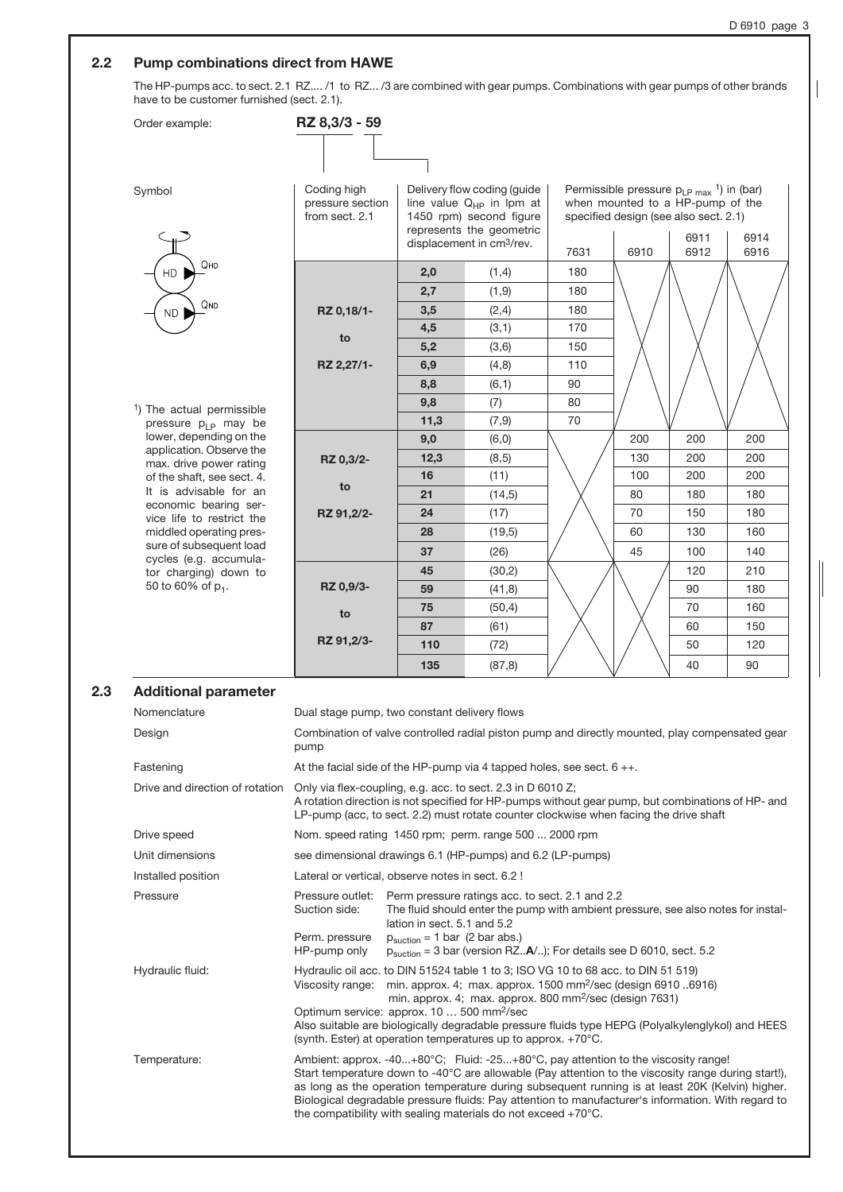## 2.2 Pump combinations direct from HAWE

The HP-pumps acc. to sect. 2.1 RZ.... /1 to RZ... /3 are combined with gear pumps. Combinations with gear pumps of other brands have to be customer furnished (sect. 2.1).

Order example: **RZ 8,3/3 - 59**

Symbol

HD $Q_{HD}$

ND $Q_{ND}$

[1]) The actual permissible pressure $p_{LP}$ may be lower, depending on the application. Observe the max. drive power rating of the shaft, see sect. 4. It is advisable for an economic bearing service life to restrict the middled operating pressure of subsequent load cycles (e.g. accumulator charging) down to 50 to 60% of $p_1$.

| Coding high pressure section from sect. 2.1 | Delivery flow coding (guide line value $Q_{HP}$ in lpm at 1450 rpm) second figure represents the geometric displacement in cm³/rev. | | Permissible pressure $p_{LP\ max}$ [1]) in (bar) when mounted to a HP-pump of the specified design (see also sect. 2.1) | | | |
|---|---|---|---|---|---|---|
| | | | 7631 | 6910 | 6911 6912 | 6914 6916 |
| RZ 0,18/1- to RZ 2,27/1- | 2,0 | (1,4) | 180 | | | |
| | 2,7 | (1,9) | 180 | | | |
| | 3,5 | (2,4) | 180 | | | |
| | 4,5 | (3,1) | 170 | | | |
| | 5,2 | (3,6) | 150 | | | |
| | 6,9 | (4,8) | 110 | | | |
| | 8,8 | (6,1) | 90 | | | |
| | 9,8 | (7) | 80 | | | |
| | 11,3 | (7,9) | 70 | | | |
| RZ 0,3/2- to RZ 91,2/2- | 9,0 | (6,0) | | 200 | 200 | 200 |
| | 12,3 | (8,5) | | 130 | 200 | 200 |
| | 16 | (11) | | 100 | 200 | 200 |
| | 21 | (14,5) | | 80 | 180 | 180 |
| | 24 | (17) | | 70 | 150 | 180 |
| | 28 | (19,5) | | 60 | 130 | 160 |
| | 37 | (26) | | 45 | 100 | 140 |
| RZ 0,9/3- to RZ 91,2/3- | 45 | (30,2) | | | 120 | 210 |
| | 59 | (41,8) | | | 90 | 180 |
| | 75 | (50,4) | | | 70 | 160 |
| | 87 | (61) | | | 60 | 150 |
| | 110 | (72) | | | 50 | 120 |
| | 135 | (87,8) | | | 40 | 90 |

## 2.3 Additional parameter

| | |
|---|---|
| Nomenclature | Dual stage pump, two constant delivery flows |
| Design | Combination of valve controlled radial piston pump and directly mounted, play compensated gear pump |
| Fastening | At the facial side of the HP-pump via 4 tapped holes, see sect. 6 ++. |
| Drive and direction of rotation | Only via flex-coupling, e.g. acc. to sect. 2.3 in D 6010 Z; A rotation direction is not specified for HP-pumps without gear pump, but combinations of HP- and LP-pump (acc, to sect. 2.2) must rotate counter clockwise when facing the drive shaft |
| Drive speed | Nom. speed rating 1450 rpm; perm. range 500 ... 2000 rpm |
| Unit dimensions | see dimensional drawings 6.1 (HP-pumps) and 6.2 (LP-pumps) |
| Installed position | Lateral or vertical, observe notes in sect. 6.2 ! |
| Pressure | Pressure outlet: Perm pressure ratings acc. to sect. 2.1 and 2.2<br>Suction side: The fluid should enter the pump with ambient pressure, see also notes for installation in sect. 5.1 and 5.2<br>Perm. pressure: $p_{suction}$ = 1 bar (2 bar abs.)<br>HP-pump only: $p_{suction}$ = 3 bar (version RZ..**A**/..); For details see D 6010, sect. 5.2 |
| Hydraulic fluid: | Hydraulic oil acc. to DIN 51524 table 1 to 3; ISO VG 10 to 68 acc. to DIN 51 519)<br>Viscosity range: min. approx. 4; max. approx. 1500 mm²/sec (design 6910 ..6916)<br>min. approx. 4; max. approx. 800 mm²/sec (design 7631)<br>Optimum service: approx. 10 … 500 mm²/sec<br>Also suitable are biologically degradable pressure fluids type HEPG (Polyalkylenglykol) and HEES (synth. Ester) at operation temperatures up to approx. +70°C. |
| Temperature: | Ambient: approx. -40...+80°C; Fluid: -25...+80°C, pay attention to the viscosity range! Start temperature down to -40°C are allowable (Pay attention to the viscosity range during start!), as long as the operation temperature during subsequent running is at least 20K (Kelvin) higher. Biological degradable pressure fluids: Pay attention to manufacturer's information. With regard to the compatibility with sealing materials do not exceed +70°C. |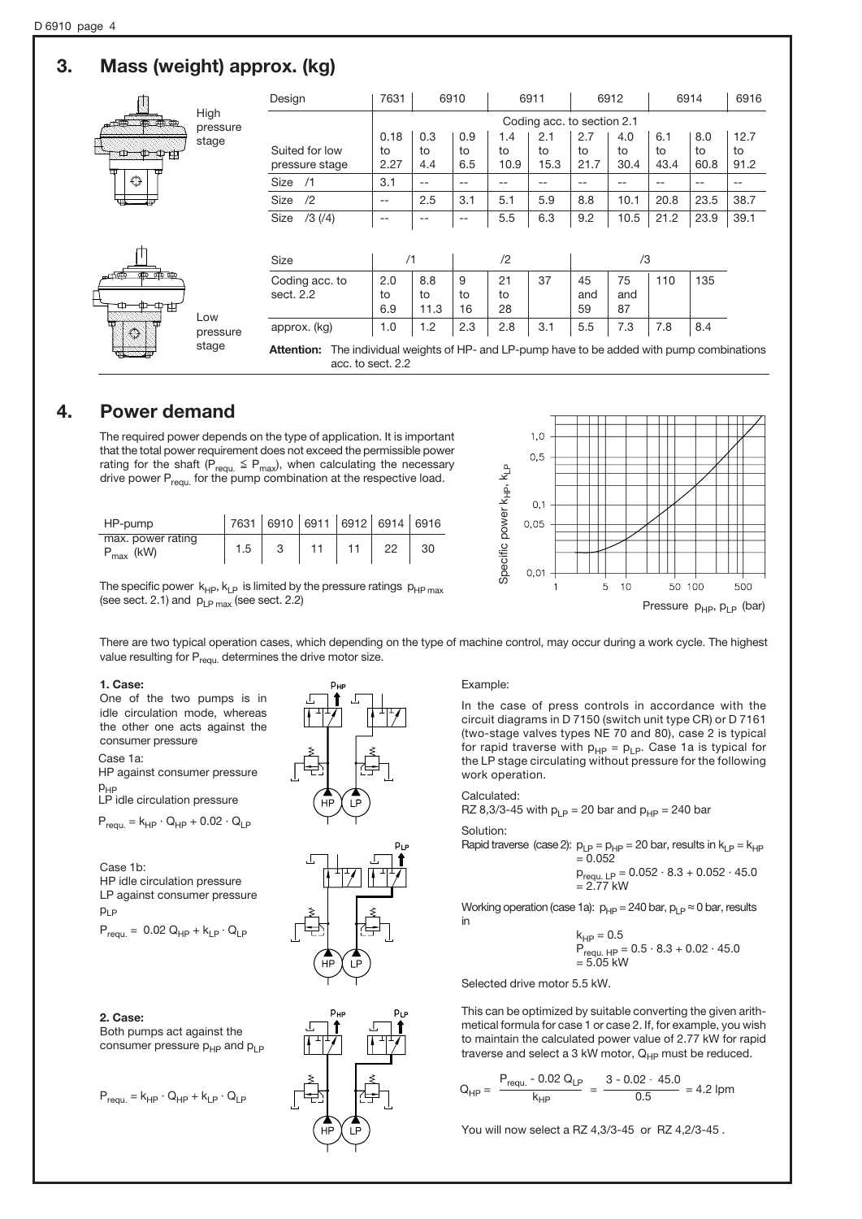## 3. Mass (weight) approx. (kg)

High pressure stage

| Design | 7631 | 6910 | | 6911 | | 6912 | | 6914 | | 6916 |
|---|---|---|---|---|---|---|---|---|---|---|
| | Coding acc. to section 2.1 | | | | | | | | | |
| Suited for low pressure stage | 0.18 to 2.27 | 0.3 to 4.4 | 0.9 to 6.5 | 1.4 to 10.9 | 2.1 to 15.3 | 2.7 to 21.7 | 4.0 to 30.4 | 6.1 to 43.4 | 8.0 to 60.8 | 12.7 to 91.2 |
| Size /1 | 3.1 | -- | -- | -- | -- | -- | -- | -- | -- | -- |
| Size /2 | -- | 2.5 | 3.1 | 5.1 | 5.9 | 8.8 | 10.1 | 20.8 | 23.5 | 38.7 |
| Size /3 (/4) | -- | -- | -- | 5.5 | 6.3 | 9.2 | 10.5 | 21.2 | 23.9 | 39.1 |

Low pressure stage

| Size | /1 | | /2 | | | /3 | | | |
|---|---|---|---|---|---|---|---|---|---|
| Coding acc. to sect. 2.2 | 2.0 to 6.9 | 8.8 to 11.3 | 9 to 16 | 21 to 28 | 37 | 45 and 59 | 75 and 87 | 110 | 135 |
| approx. (kg) | 1.0 | 1.2 | 2.3 | 2.8 | 3.1 | 5.5 | 7.3 | 7.8 | 8.4 |

**Attention:** The individual weights of HP- and LP-pump have to be added with pump combinations acc. to sect. 2.2

## 4. Power demand

The required power depends on the type of application. It is important that the total power requirement does not exceed the permissible power rating for the shaft ($P_{requ.} \leq P_{max}$), when calculating the necessary drive power $P_{requ.}$ for the pump combination at the respective load.

| HP-pump | 7631 | 6910 | 6911 | 6912 | 6914 | 6916 |
|---|---|---|---|---|---|---|
| max. power rating $P_{max}$ (kW) | 1.5 | 3 | 11 | 11 | 22 | 30 |

The specific power $k_{HP}$, $k_{LP}$ is limited by the pressure ratings $p_{HP\,max}$ (see sect. 2.1) and $p_{LP\,max}$ (see sect. 2.2)

Specific power $k_{HP}$, $k_{LP}$ — Pressure $p_{HP}$, $p_{LP}$ (bar)

There are two typical operation cases, which depending on the type of machine control, may occur during a work cycle. The highest value resulting for $P_{requ.}$ determines the drive motor size.

**1. Case:**
One of the two pumps is in idle circulation mode, whereas the other one acts against the consumer pressure

Case 1a:
HP against consumer pressure $p_{HP}$
LP idle circulation pressure

$P_{requ.} = k_{HP} \cdot Q_{HP} + 0.02 \cdot Q_{LP}$

Case 1b:
HP idle circulation pressure
LP against consumer pressure $p_{LP}$

$P_{requ.} = 0.02\, Q_{HP} + k_{LP} \cdot Q_{LP}$

**2. Case:**
Both pumps act against the consumer pressure $p_{HP}$ and $p_{LP}$

$P_{requ.} = k_{HP} \cdot Q_{HP} + k_{LP} \cdot Q_{LP}$

Example:

In the case of press controls in accordance with the circuit diagrams in D 7150 (switch unit type CR) or D 7161 (two-stage valves types NE 70 and 80), case 2 is typical for rapid traverse with $p_{HP} = p_{LP}$. Case 1a is typical for the LP stage circulating without pressure for the following work operation.

Calculated:
RZ 8,3/3-45 with $p_{LP}$ = 20 bar and $p_{HP}$ = 240 bar

Solution:
Rapid traverse (case 2): $p_{LP} = p_{HP}$ = 20 bar, results in $k_{LP} = k_{HP} = 0.052$

$P_{requ.\,LP} = 0.052 \cdot 8.3 + 0.052 \cdot 45.0 = 2.77$ kW

Working operation (case 1a): $p_{HP}$ = 240 bar, $p_{LP} \approx 0$ bar, results in

$k_{HP} = 0.5$
$P_{requ.\,HP} = 0.5 \cdot 8.3 + 0.02 \cdot 45.0 = 5.05$ kW

Selected drive motor 5.5 kW.

This can be optimized by suitable converting the given arithmetical formula for case 1 or case 2. If, for example, you wish to maintain the calculated power value of 2.77 kW for rapid traverse and select a 3 kW motor, $Q_{HP}$ must be reduced.

$$Q_{HP} = \frac{P_{requ.} - 0.02\, Q_{LP}}{k_{HP}} = \frac{3 - 0.02 \cdot 45.0}{0.5} = 4.2 \text{ lpm}$$

You will now select a RZ 4,3/3-45 or RZ 4,2/3-45 .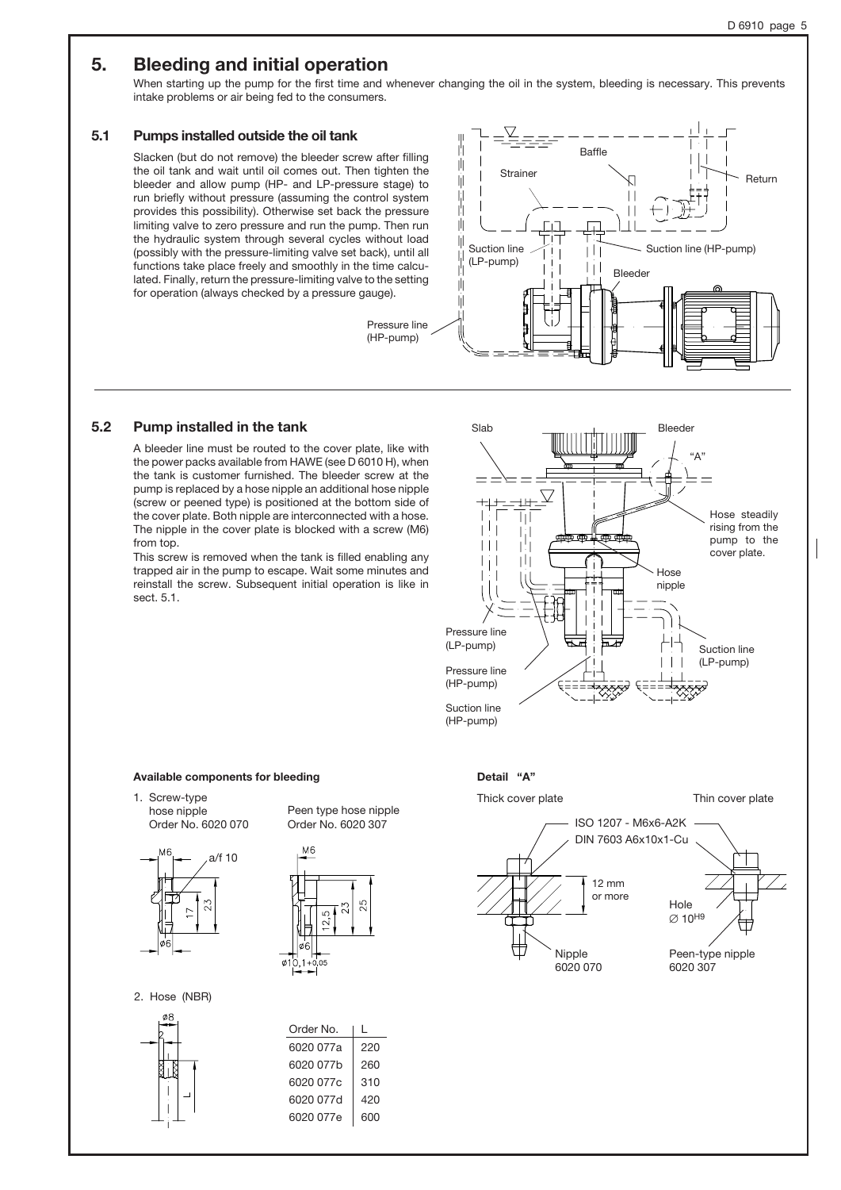# 5. Bleeding and initial operation

When starting up the pump for the first time and whenever changing the oil in the system, bleeding is necessary. This prevents intake problems or air being fed to the consumers.

## 5.1 Pumps installed outside the oil tank

Slacken (but do not remove) the bleeder screw after filling the oil tank and wait until oil comes out. Then tighten the bleeder and allow pump (HP- and LP-pressure stage) to run briefly without pressure (assuming the control system provides this possibility). Otherwise set back the pressure limiting valve to zero pressure and run the pump. Then run the hydraulic system through several cycles without load (possibly with the pressure-limiting valve set back), until all functions take place freely and smoothly in the time calculated. Finally, return the pressure-limiting valve to the setting for operation (always checked by a pressure gauge).

Baffle, Strainer, Return, Suction line (LP-pump), Suction line (HP-pump), Bleeder, Pressure line (HP-pump)

## 5.2 Pump installed in the tank

A bleeder line must be routed to the cover plate, like with the power packs available from HAWE (see D 6010 H), when the tank is customer furnished. The bleeder screw at the pump is replaced by a hose nipple an additional hose nipple (screw or peened type) is positioned at the bottom side of the cover plate. Both nipple are interconnected with a hose. The nipple in the cover plate is blocked with a screw (M6) from top.

This screw is removed when the tank is filled enabling any trapped air in the pump to escape. Wait some minutes and reinstall the screw. Subsequent initial operation is like in sect. 5.1.

Slab, Bleeder, "A", Hose steadily rising from the pump to the cover plate., Hose nipple, Pressure line (LP-pump), Pressure line (HP-pump), Suction line (HP-pump), Suction line (LP-pump)

### Available components for bleeding

1. Screw-type hose nipple Order No. 6020 070 — Peen type hose nipple Order No. 6020 307

2. Hose (NBR)

| Order No. | L |
| --- | --- |
| 6020 077a | 220 |
| 6020 077b | 260 |
| 6020 077c | 310 |
| 6020 077d | 420 |
| 6020 077e | 600 |

### Detail "A"

Thick cover plate — Thin cover plate

ISO 1207 - M6x6-A2K
DIN 7603 A6x10x1-Cu

12 mm or more

Hole $\varnothing$ $10^{H9}$

Nipple 6020 070

Peen-type nipple 6020 307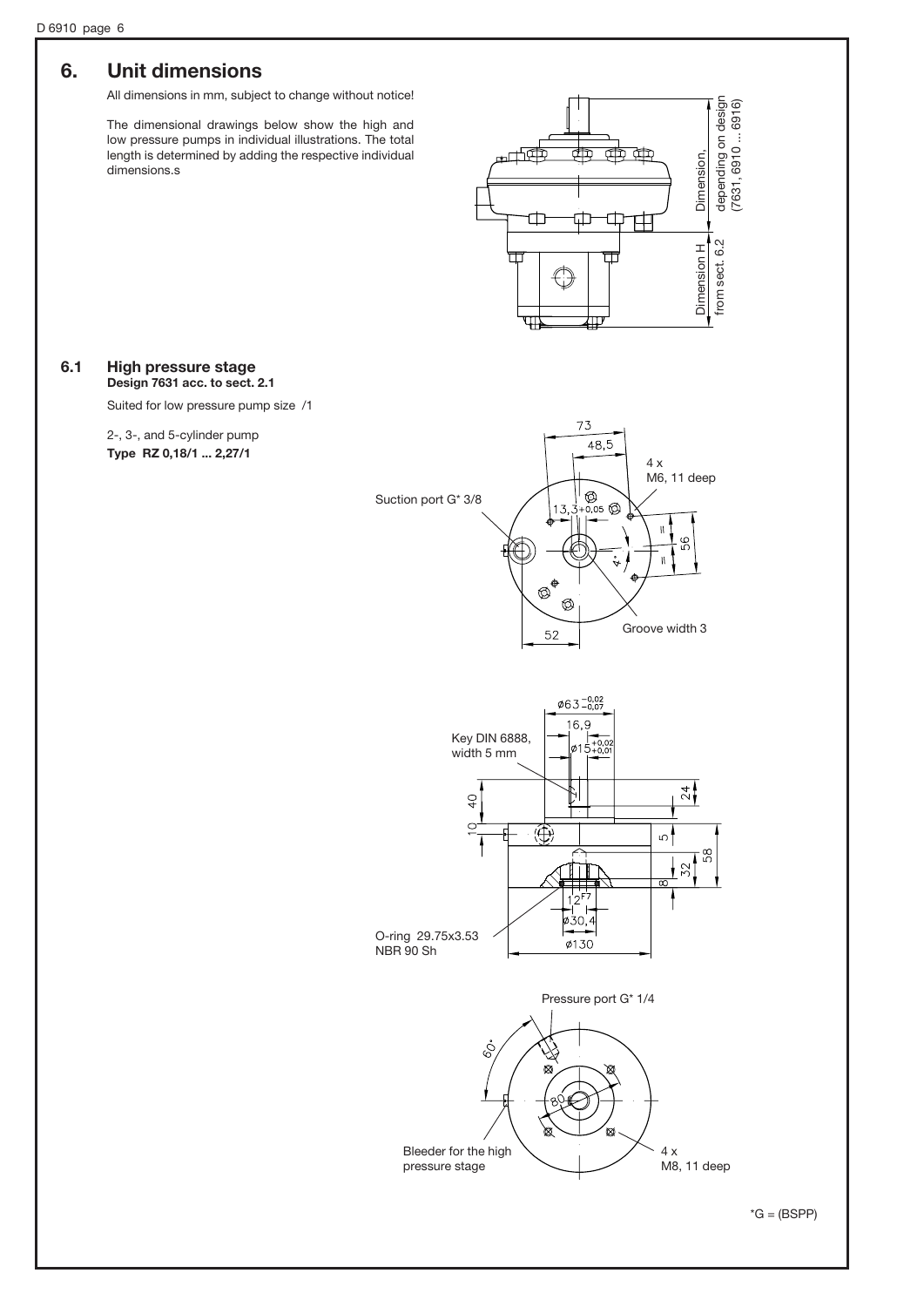## 6. Unit dimensions

All dimensions in mm, subject to change without notice!

The dimensional drawings below show the high and low pressure pumps in individual illustrations. The total length is determined by adding the respective individual dimensions.s

Dimension, depending on design (7631, 6910 ... 6916)

Dimension H from sect. 6.2

### 6.1 High pressure stage

**Design 7631 acc. to sect. 2.1**

Suited for low pressure pump size /1

2-, 3-, and 5-cylinder pump

**Type RZ 0,18/1 ... 2,27/1**

Suction port G* 3/8

4 x M6, 11 deep

Groove width 3

Key DIN 6888, width 5 mm

O-ring 29.75x3.53 NBR 90 Sh

Pressure port G* 1/4

Bleeder for the high pressure stage

4 x M8, 11 deep

*G = (BSPP)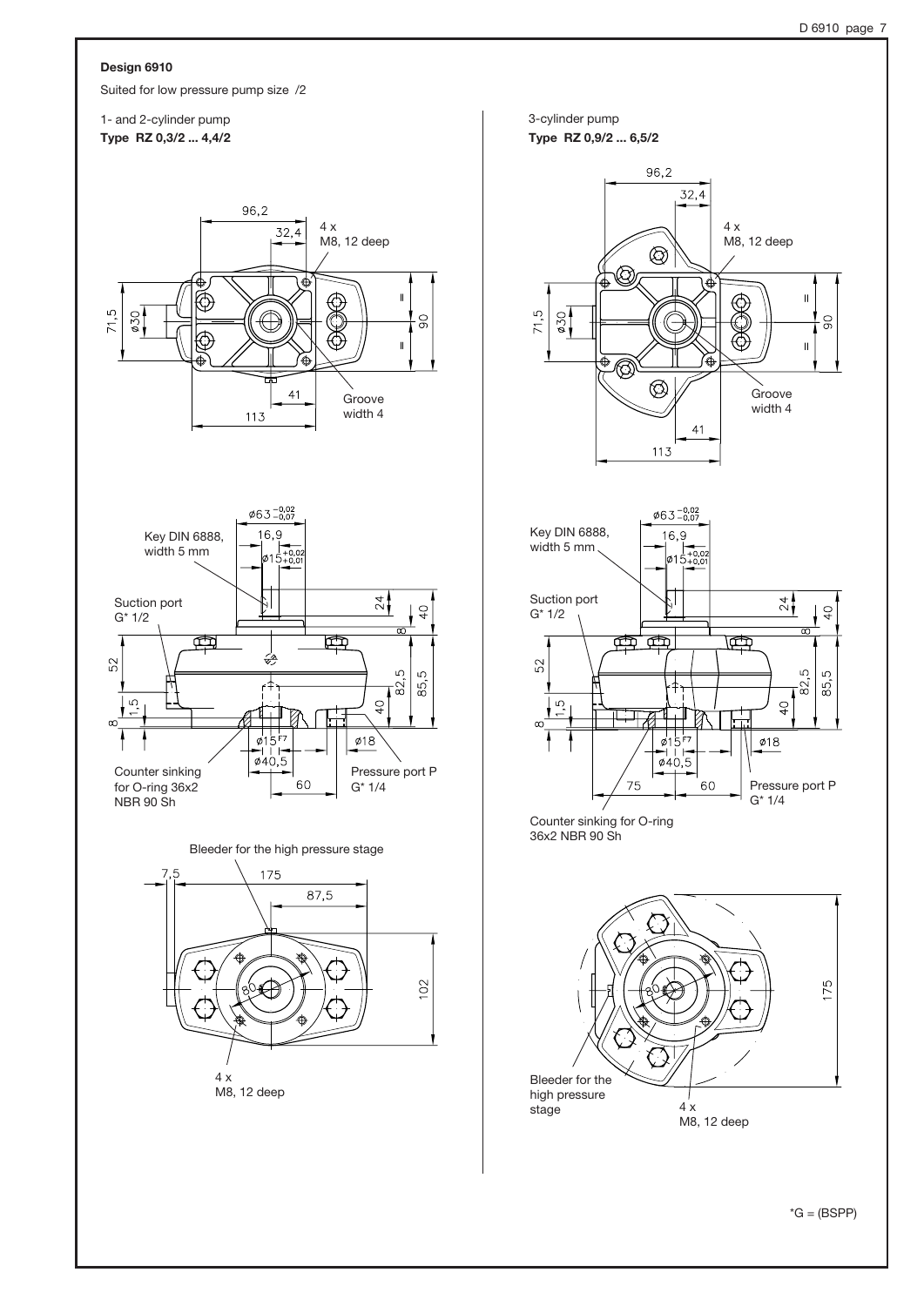**Design 6910**

Suited for low pressure pump size /2

1- and 2-cylinder pump

**Type RZ 0,3/2 ... 4,4/2**

96,2

32,4

4 x M8, 12 deep

71,5

ø30

90

Groove width 4

41

113

ø63 $^{-0,02}_{-0,07}$

Key DIN 6888, width 5 mm

16,9

ø15 $^{+0,02}_{+0,01}$

Suction port G* 1/2

24

40

8

52

82,5

85,5

1,5

40

8

ø15 F7

ø18

ø40,5

Counter sinking for O-ring 36x2 NBR 90 Sh

60

Pressure port P G* 1/4

Bleeder for the high pressure stage

7,5

175

87,5

102

80

4 x M8, 12 deep

3-cylinder pump

**Type RZ 0,9/2 ... 6,5/2**

96,2

32,4

4 x M8, 12 deep

71,5

ø30

90

Groove width 4

41

113

ø63 $^{-0,02}_{-0,07}$

Key DIN 6888, width 5 mm

16,9

ø15 $^{+0,02}_{+0,01}$

Suction port G* 1/2

24

40

8

52

82,5

85,5

1,5

40

8

ø15 F7

ø18

ø40,5

75

60

Pressure port P G* 1/4

Counter sinking for O-ring 36x2 NBR 90 Sh

175

80

Bleeder for the high pressure stage

4 x M8, 12 deep

*G = (BSPP)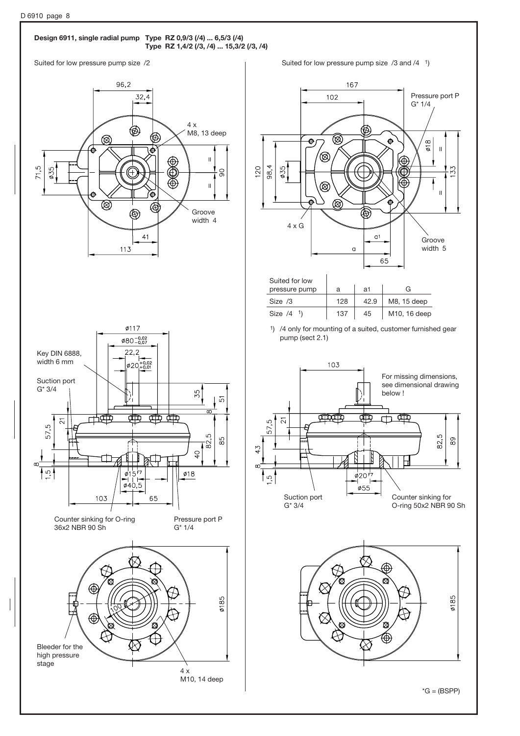**Design 6911, single radial pump Type RZ 0,9/3 (/4) ... 6,5/3 (/4)**
**Type RZ 1,4/2 (/3, /4) ... 15,3/2 (/3, /4)**

Suited for low pressure pump size /2

96,2
32,4
4 x M8, 13 deep
71,5
ø35
90
Groove width 4
41
113

ø117
ø80 $^{-0,02}_{-0,07}$
22,2
ø20 $^{+0,02}_{+0,01}$
Key DIN 6888, width 6 mm
Suction port G* 3/4
35
51
8
21
57,5
82,5
85
40
8
1,5
ø15 F7
ø40,5
ø18
103
65

Counter sinking for O-ring 36x2 NBR 90 Sh

Pressure port P G* 1/4

100
ø185

Bleeder for the high pressure stage

4 x M10, 14 deep

Suited for low pressure pump size /3 and /4 [1])

167
102
Pressure port P G* 1/4
ø18
120
98,4
ø35
133
4 x G
a1
a
65
Groove width 5

| Suited for low pressure pump | a | a1 | G |
|---|---|---|---|
| Size /3 | 128 | 42.9 | M8, 15 deep |
| Size /4 [1]) | 137 | 45 | M10, 16 deep |

[1]) /4 only for mounting of a suited, customer furnished gear pump (sect 2.1)

103
For missing dimensions, see dimensional drawing below !
21
57,5
43
8
1,5
82,5
89
ø20 F7
ø55
Suction port G* 3/4
Counter sinking for O-ring 50x2 NBR 90 Sh

ø185

*G = (BSPP)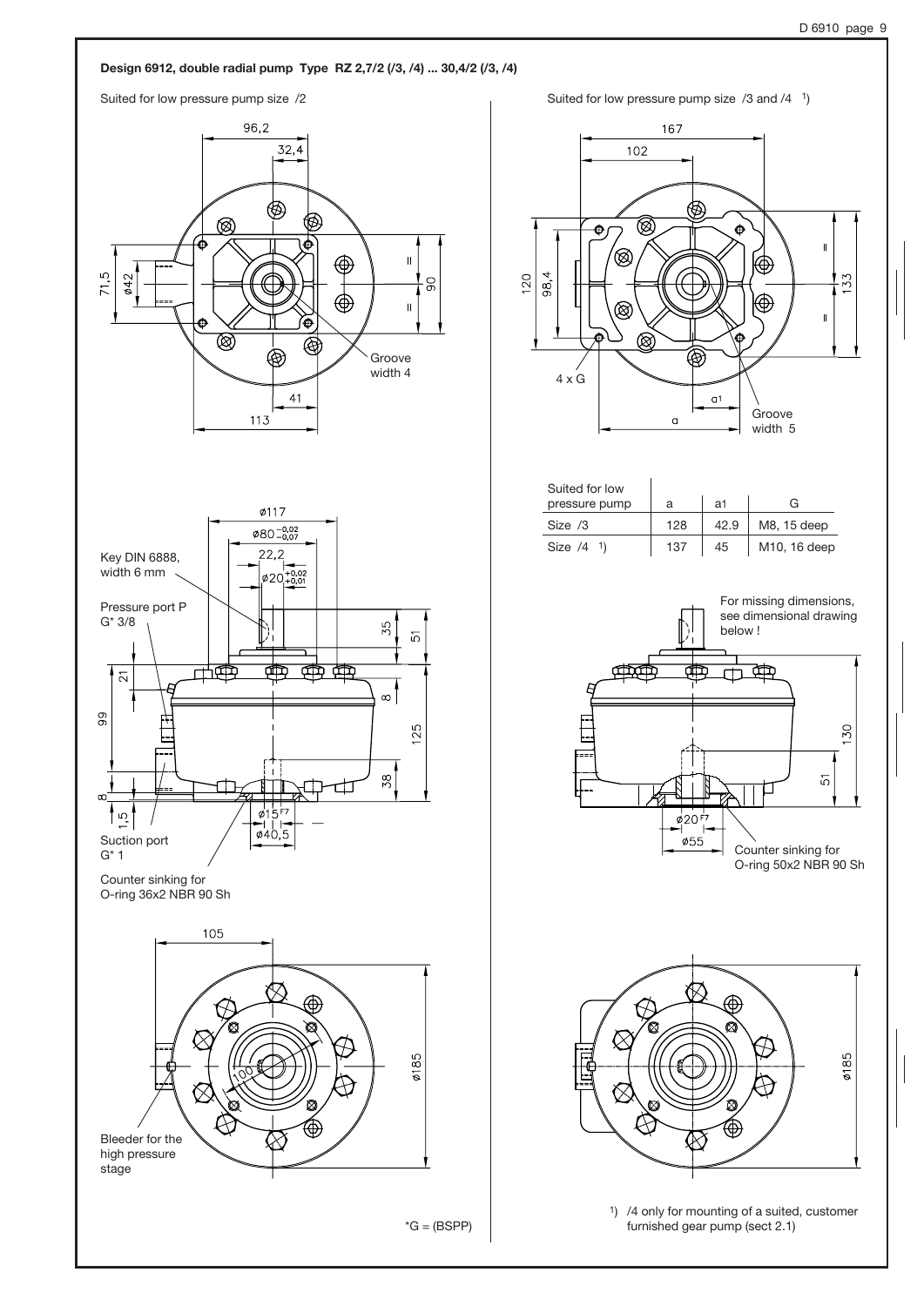**Design 6912, double radial pump Type RZ 2,7/2 (/3, /4) ... 30,4/2 (/3, /4)**

Suited for low pressure pump size /2

96,2

32,4

71,5

ø42

90

Groove width 4

41

113

ø117

ø80 $^{-0,02}_{-0,07}$

22,2

ø20 $^{+0,02}_{+0,01}$

Key DIN 6888, width 6 mm

Pressure port P G* 3/8

35

51

21

99

8

125

38

8

1,5

ø15 F7

ø40,5

Suction port G* 1

Counter sinking for O-ring 36x2 NBR 90 Sh

105

100

ø185

Bleeder for the high pressure stage

*G = (BSPP)

Suited for low pressure pump size /3 and /4 [1])

167

102

120

98,4

133

4 x G

a1

a

Groove width 5

| Suited for low pressure pump | a | a1 | G |
|---|---|---|---|
| Size /3 | 128 | 42.9 | M8, 15 deep |
| Size /4 [1]) | 137 | 45 | M10, 16 deep |

For missing dimensions, see dimensional drawing below !

130

51

ø20 F7

ø55

Counter sinking for O-ring 50x2 NBR 90 Sh

ø185

[1]) /4 only for mounting of a suited, customer furnished gear pump (sect 2.1)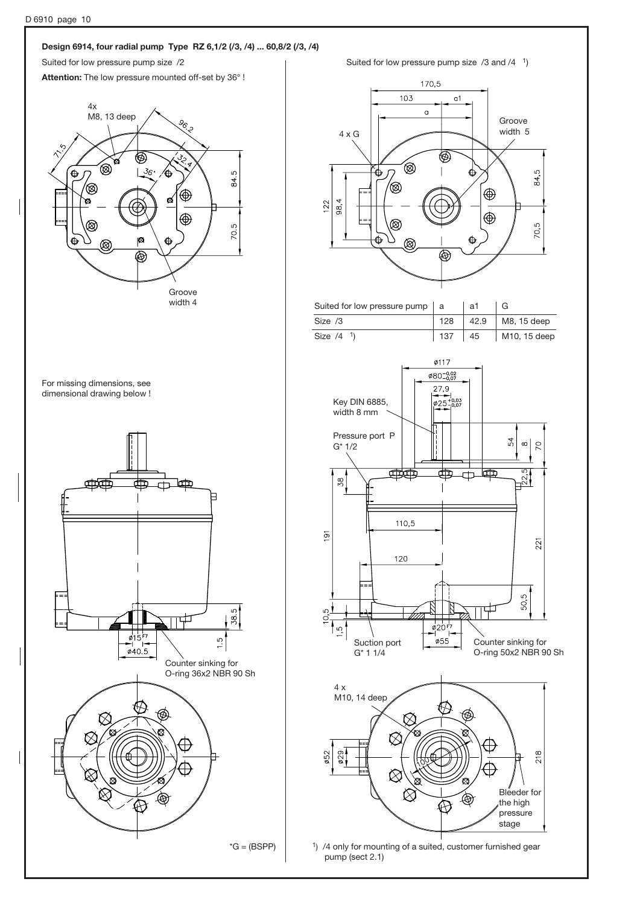**Design 6914, four radial pump Type RZ 6,1/2 (/3, /4) ... 60,8/2 (/3, /4)**

Suited for low pressure pump size /2

**Attention:** The low pressure mounted off-set by 36° !

4x M8, 13 deep

Groove width 4

For missing dimensions, see dimensional drawing below !

Counter sinking for O-ring 36x2 NBR 90 Sh

Suited for low pressure pump size /3 and /4 [1])

4 x G

Groove width 5

| Suited for low pressure pump | a | a1 | G |
|---|---|---|---|
| Size /3 | 128 | 42.9 | M8, 15 deep |
| Size /4 [1]) | 137 | 45 | M10, 15 deep |

Key DIN 6885, width 8 mm

Pressure port P G* 1/2

Suction port G* 1 1/4

Counter sinking for O-ring 50x2 NBR 90 Sh

4 x M10, 14 deep

Bleeder for the high pressure stage

*G = (BSPP)

[1]) /4 only for mounting of a suited, customer furnished gear pump (sect 2.1)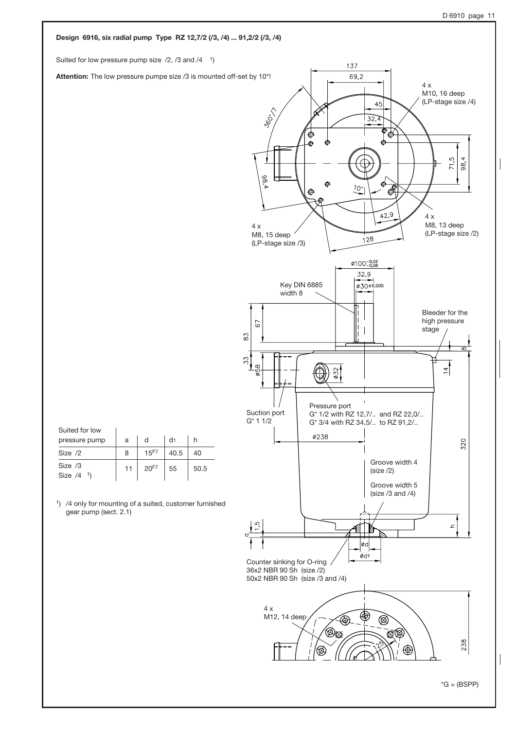**Design 6916, six radial pump Type RZ 12,7/2 (/3, /4) ... 91,2/2 (/3, /4)**

Suited for low pressure pump size /2, /3 and /4 [1])

**Attention:** The low pressure pumpe size /3 is mounted off-set by 10°!

4 x M10, 16 deep (LP-stage size /4)

4 x M8, 13 deep (LP-stage size /2)

4 x M8, 15 deep (LP-stage size /3)

Key DIN 6885 width 8

Bleeder for the high pressure stage

Suction port G* 1 1/2

Pressure port
G* 1/2 with RZ 12,7/.. and RZ 22,0/..
G* 3/4 with RZ 34,5/.. to RZ 91,2/..

Groove width 4 (size /2)

Groove width 5 (size /3 and /4)

Counter sinking for O-ring
36x2 NBR 90 Sh (size /2)
50x2 NBR 90 Sh (size /3 and /4)

4 x M12, 14 deep

| Suited for low pressure pump | a | d | $d_1$ | h |
|---|---|---|---|---|
| Size /2 | 8 | $15^{F7}$ | 40.5 | 40 |
| Size /3<br>Size /4 [1]) | 11 | $20^{F7}$ | 55 | 50.5 |

[1]) /4 only for mounting of a suited, customer furnished gear pump (sect. 2.1)

*G = (BSPP)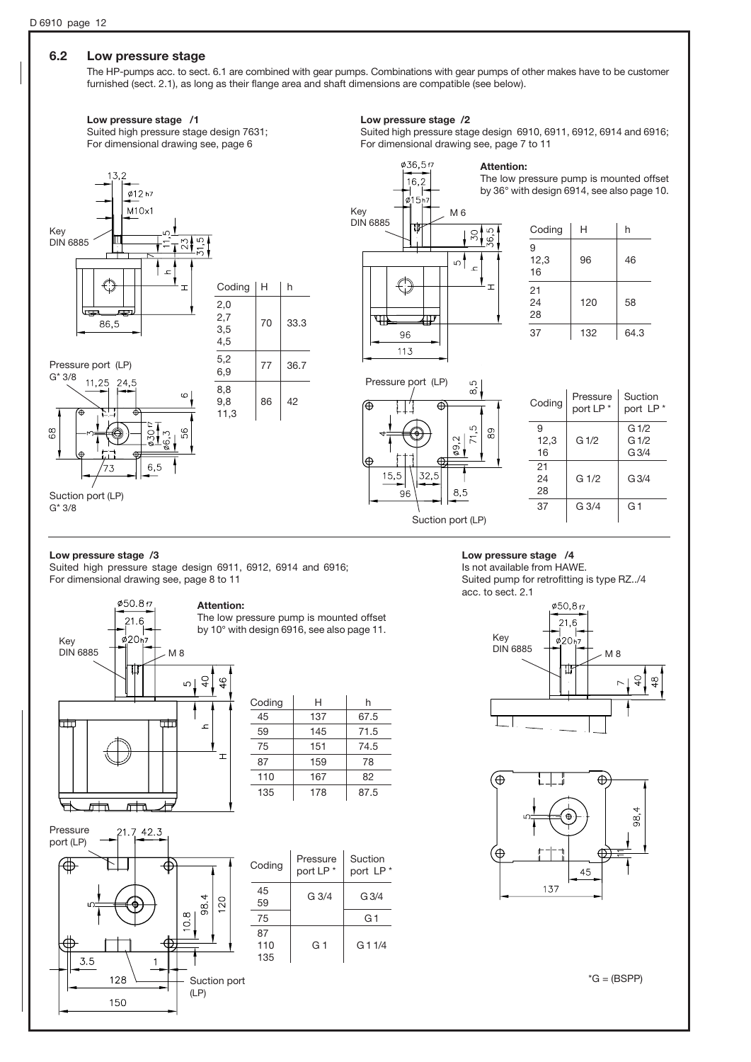## 6.2 Low pressure stage

The HP-pumps acc. to sect. 6.1 are combined with gear pumps. Combinations with gear pumps of other makes have to be customer furnished (sect. 2.1), as long as their flange area and shaft dimensions are compatible (see below).

### Low pressure stage /1

Suited high pressure stage design 7631;
For dimensional drawing see, page 6

13,2
Ø12 h7
M10x1
Key DIN 6885
11,5
23
31,5
7
h
H
86,5

| Coding | H | h |
|---|---|---|
| 2,0<br>2,7<br>3,5<br>4,5 | 70 | 33.3 |
| 5,2<br>6,9 | 77 | 36.7 |
| 8,8<br>9,8<br>11,3 | 86 | 42 |

Pressure port (LP)
G* 3/8
11,25 24,5
6
68
3
Ø30 f7
Ø6,3
56
73
6,5

Suction port (LP)
G* 3/8

### Low pressure stage /2

Suited high pressure stage design 6910, 6911, 6912, 6914 and 6916;
For dimensional drawing see, page 7 to 11

**Attention:**
The low pressure pump is mounted offset by 36° with design 6914, see also page 10.

Ø36,5 f7
16,2
Ø15 h7
Key DIN 6885
M 6
30
36,5
5
h
H
96
113

| Coding | H | h |
|---|---|---|
| 9<br>12,3<br>16 | 96 | 46 |
| 21<br>24<br>28 | 120 | 58 |
| 37 | 132 | 64.3 |

Pressure port (LP)
8,5
4
Ø9,2
71,5
89
15,5
32,5
96
8,5
Suction port (LP)

| Coding | Pressure port LP * | Suction port LP * |
|---|---|---|
| 9<br>12,3<br>16 | G 1/2 | G 1/2<br>G 1/2<br>G 3/4 |
| 21<br>24<br>28 | G 1/2 | G 3/4 |
| 37 | G 3/4 | G 1 |

### Low pressure stage /3

Suited high pressure stage design 6911, 6912, 6914 and 6916;
For dimensional drawing see, page 8 to 11

**Attention:**
The low pressure pump is mounted offset by 10° with design 6916, see also page 11.

Ø50.8 f7
21.6
Ø20 h7
Key DIN 6885
M 8
5
40
46
h
H

| Coding | H | h |
|---|---|---|
| 45 | 137 | 67.5 |
| 59 | 145 | 71.5 |
| 75 | 151 | 74.5 |
| 87 | 159 | 78 |
| 110 | 167 | 82 |
| 135 | 178 | 87.5 |

Pressure port (LP)
21.7 42.3
5
10.8
98,4
120
3.5
1
128
150
Suction port (LP)

| Coding | Pressure port LP * | Suction port LP * |
|---|---|---|
| 45<br>59 | G 3/4 | G 3/4 |
| 75 | | G 1 |
| 87<br>110<br>135 | G 1 | G 1 1/4 |

### Low pressure stage /4

Is not available from HAWE.
Suited pump for retrofitting is type RZ../4 acc. to sect. 2.1

Ø50,8 f7
21,6
Ø20 h7
Key DIN 6885
M 8
7
40
48
5
98,4
11
45
137

*G = (BSPP)